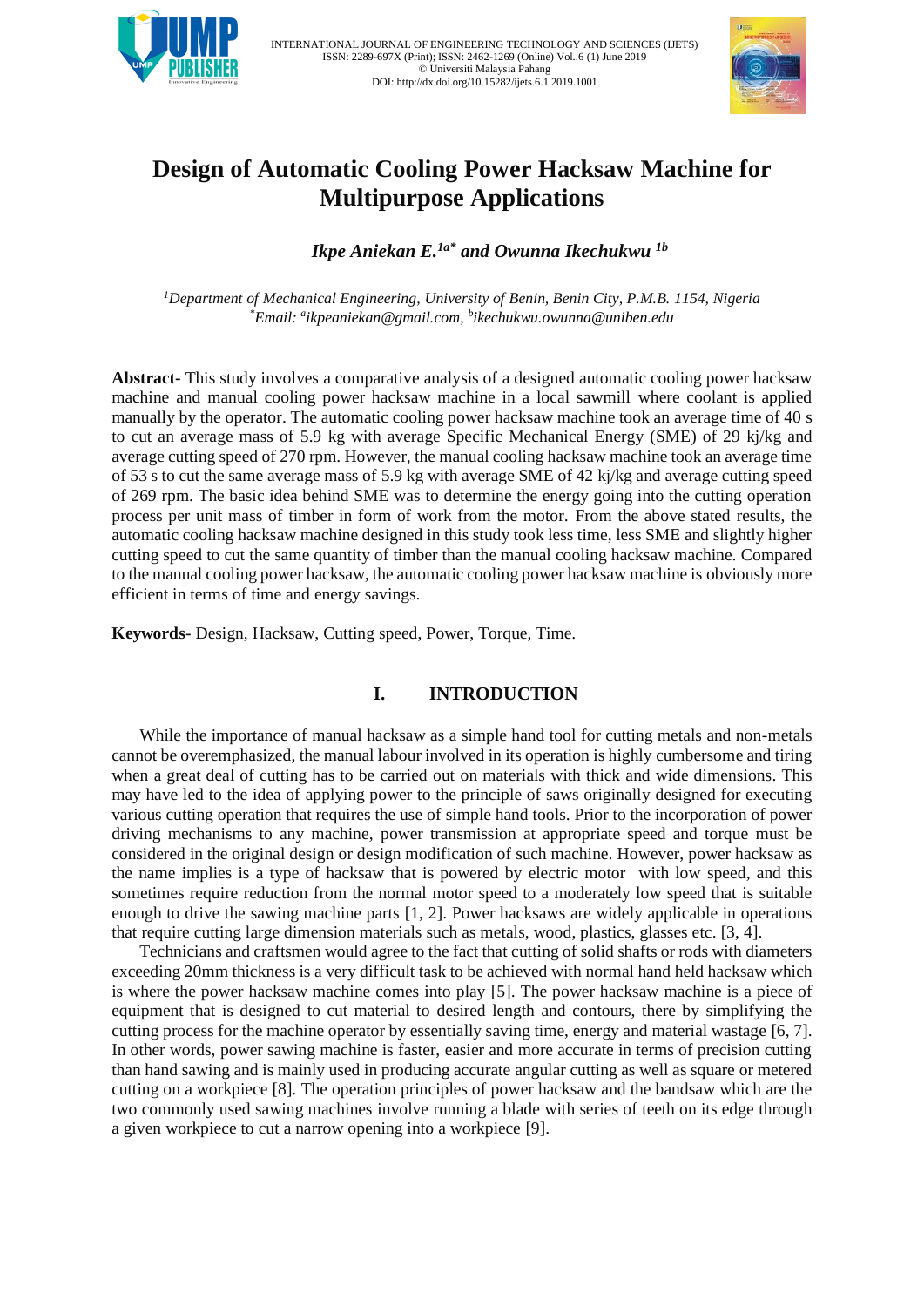# Design of Automatic Cooling Power Hacksaw Machine for Multipurpose Applications

***Ikpe Aniekan E.[1a*] and Owunna Ikechukwu [1b]***

*[1]Department of Mechanical Engineering, University of Benin, Benin City, P.M.B. 1154, Nigeria*
*[*]Email: [a]ikpeaniekan@gmail.com, [b]ikechukwu.owunna@uniben.edu*

**Abstract-** This study involves a comparative analysis of a designed automatic cooling power hacksaw machine and manual cooling power hacksaw machine in a local sawmill where coolant is applied manually by the operator. The automatic cooling power hacksaw machine took an average time of 40 s to cut an average mass of 5.9 kg with average Specific Mechanical Energy (SME) of 29 kj/kg and average cutting speed of 270 rpm. However, the manual cooling hacksaw machine took an average time of 53 s to cut the same average mass of 5.9 kg with average SME of 42 kj/kg and average cutting speed of 269 rpm. The basic idea behind SME was to determine the energy going into the cutting operation process per unit mass of timber in form of work from the motor. From the above stated results, the automatic cooling hacksaw machine designed in this study took less time, less SME and slightly higher cutting speed to cut the same quantity of timber than the manual cooling hacksaw machine. Compared to the manual cooling power hacksaw, the automatic cooling power hacksaw machine is obviously more efficient in terms of time and energy savings.

**Keywords-** Design, Hacksaw, Cutting speed, Power, Torque, Time.

## I. INTRODUCTION

While the importance of manual hacksaw as a simple hand tool for cutting metals and non-metals cannot be overemphasized, the manual labour involved in its operation is highly cumbersome and tiring when a great deal of cutting has to be carried out on materials with thick and wide dimensions. This may have led to the idea of applying power to the principle of saws originally designed for executing various cutting operation that requires the use of simple hand tools. Prior to the incorporation of power driving mechanisms to any machine, power transmission at appropriate speed and torque must be considered in the original design or design modification of such machine. However, power hacksaw as the name implies is a type of hacksaw that is powered by electric motor with low speed, and this sometimes require reduction from the normal motor speed to a moderately low speed that is suitable enough to drive the sawing machine parts [1, 2]. Power hacksaws are widely applicable in operations that require cutting large dimension materials such as metals, wood, plastics, glasses etc. [3, 4].

Technicians and craftsmen would agree to the fact that cutting of solid shafts or rods with diameters exceeding 20mm thickness is a very difficult task to be achieved with normal hand held hacksaw which is where the power hacksaw machine comes into play [5]. The power hacksaw machine is a piece of equipment that is designed to cut material to desired length and contours, there by simplifying the cutting process for the machine operator by essentially saving time, energy and material wastage [6, 7]. In other words, power sawing machine is faster, easier and more accurate in terms of precision cutting than hand sawing and is mainly used in producing accurate angular cutting as well as square or metered cutting on a workpiece [8]. The operation principles of power hacksaw and the bandsaw which are the two commonly used sawing machines involve running a blade with series of teeth on its edge through a given workpiece to cut a narrow opening into a workpiece [9].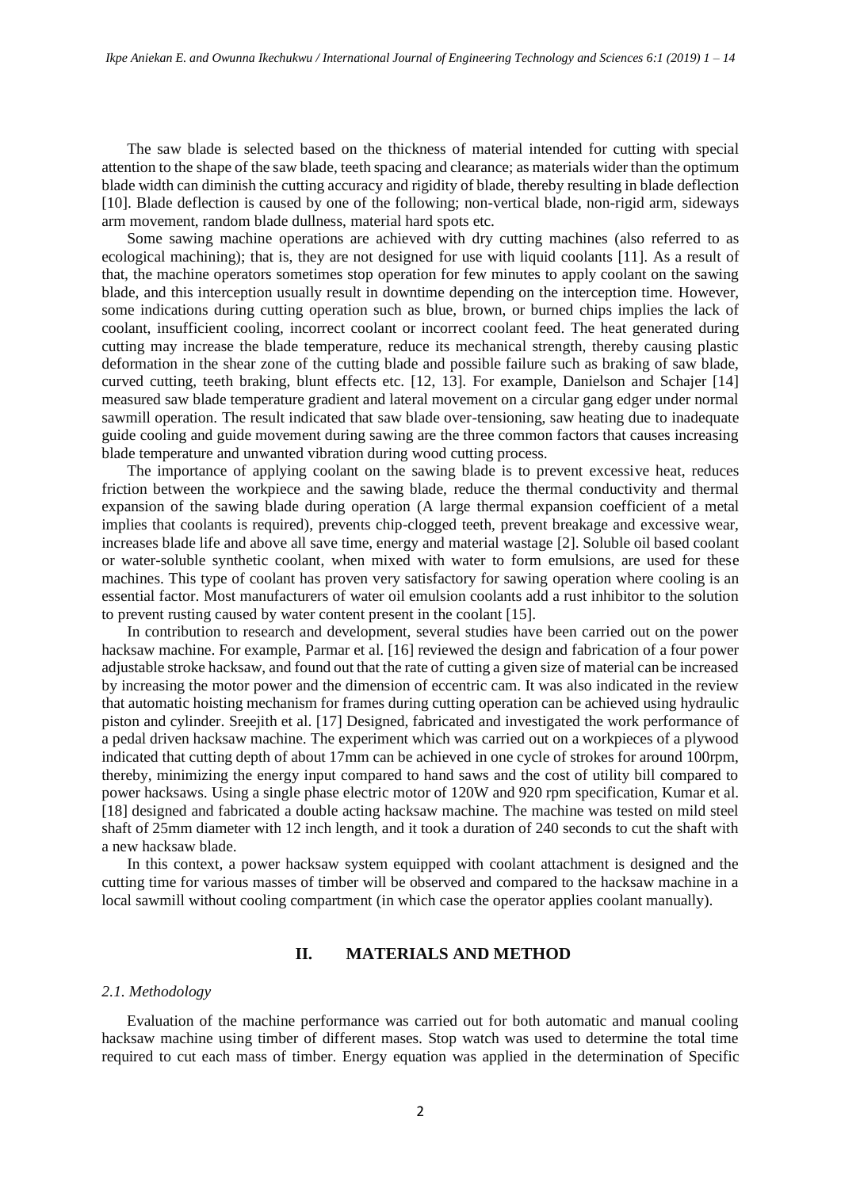The saw blade is selected based on the thickness of material intended for cutting with special attention to the shape of the saw blade, teeth spacing and clearance; as materials wider than the optimum blade width can diminish the cutting accuracy and rigidity of blade, thereby resulting in blade deflection [10]. Blade deflection is caused by one of the following; non-vertical blade, non-rigid arm, sideways arm movement, random blade dullness, material hard spots etc.

Some sawing machine operations are achieved with dry cutting machines (also referred to as ecological machining); that is, they are not designed for use with liquid coolants [11]. As a result of that, the machine operators sometimes stop operation for few minutes to apply coolant on the sawing blade, and this interception usually result in downtime depending on the interception time. However, some indications during cutting operation such as blue, brown, or burned chips implies the lack of coolant, insufficient cooling, incorrect coolant or incorrect coolant feed. The heat generated during cutting may increase the blade temperature, reduce its mechanical strength, thereby causing plastic deformation in the shear zone of the cutting blade and possible failure such as braking of saw blade, curved cutting, teeth braking, blunt effects etc. [12, 13]. For example, Danielson and Schajer [14] measured saw blade temperature gradient and lateral movement on a circular gang edger under normal sawmill operation. The result indicated that saw blade over-tensioning, saw heating due to inadequate guide cooling and guide movement during sawing are the three common factors that causes increasing blade temperature and unwanted vibration during wood cutting process.

The importance of applying coolant on the sawing blade is to prevent excessive heat, reduces friction between the workpiece and the sawing blade, reduce the thermal conductivity and thermal expansion of the sawing blade during operation (A large thermal expansion coefficient of a metal implies that coolants is required), prevents chip-clogged teeth, prevent breakage and excessive wear, increases blade life and above all save time, energy and material wastage [2]. Soluble oil based coolant or water-soluble synthetic coolant, when mixed with water to form emulsions, are used for these machines. This type of coolant has proven very satisfactory for sawing operation where cooling is an essential factor. Most manufacturers of water oil emulsion coolants add a rust inhibitor to the solution to prevent rusting caused by water content present in the coolant [15].

In contribution to research and development, several studies have been carried out on the power hacksaw machine. For example, Parmar et al. [16] reviewed the design and fabrication of a four power adjustable stroke hacksaw, and found out that the rate of cutting a given size of material can be increased by increasing the motor power and the dimension of eccentric cam. It was also indicated in the review that automatic hoisting mechanism for frames during cutting operation can be achieved using hydraulic piston and cylinder. Sreejith et al. [17] Designed, fabricated and investigated the work performance of a pedal driven hacksaw machine. The experiment which was carried out on a workpieces of a plywood indicated that cutting depth of about 17mm can be achieved in one cycle of strokes for around 100rpm, thereby, minimizing the energy input compared to hand saws and the cost of utility bill compared to power hacksaws. Using a single phase electric motor of 120W and 920 rpm specification, Kumar et al. [18] designed and fabricated a double acting hacksaw machine. The machine was tested on mild steel shaft of 25mm diameter with 12 inch length, and it took a duration of 240 seconds to cut the shaft with a new hacksaw blade.

In this context, a power hacksaw system equipped with coolant attachment is designed and the cutting time for various masses of timber will be observed and compared to the hacksaw machine in a local sawmill without cooling compartment (in which case the operator applies coolant manually).

## II. MATERIALS AND METHOD

### *2.1. Methodology*

Evaluation of the machine performance was carried out for both automatic and manual cooling hacksaw machine using timber of different mases. Stop watch was used to determine the total time required to cut each mass of timber. Energy equation was applied in the determination of Specific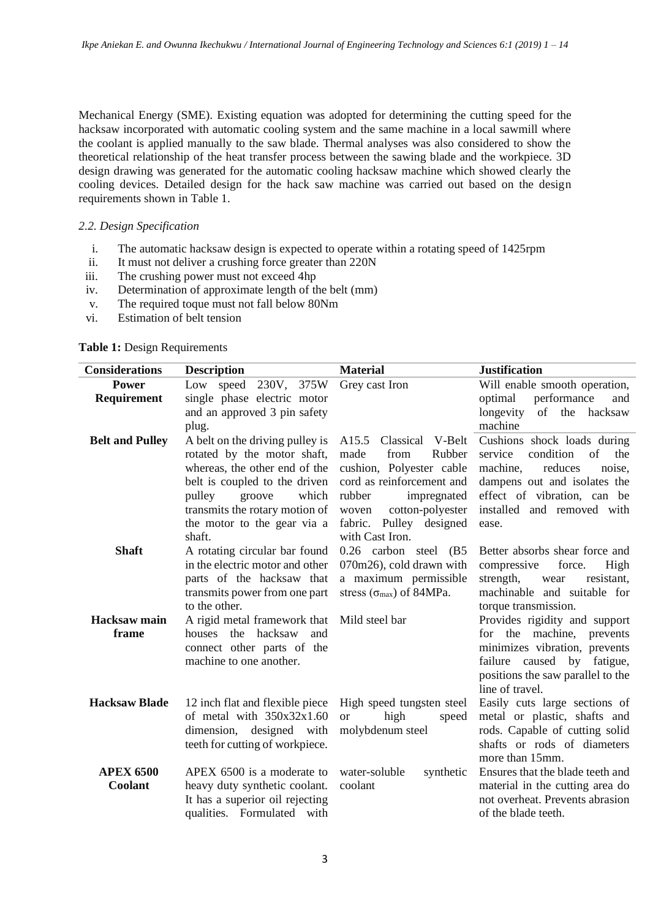Mechanical Energy (SME). Existing equation was adopted for determining the cutting speed for the hacksaw incorporated with automatic cooling system and the same machine in a local sawmill where the coolant is applied manually to the saw blade. Thermal analyses was also considered to show the theoretical relationship of the heat transfer process between the sawing blade and the workpiece. 3D design drawing was generated for the automatic cooling hacksaw machine which showed clearly the cooling devices. Detailed design for the hack saw machine was carried out based on the design requirements shown in Table 1.

### *2.2. Design Specification*

i. The automatic hacksaw design is expected to operate within a rotating speed of 1425rpm
ii. It must not deliver a crushing force greater than 220N
iii. The crushing power must not exceed 4hp
iv. Determination of approximate length of the belt (mm)
v. The required toque must not fall below 80Nm
vi. Estimation of belt tension

**Table 1:** Design Requirements

| Considerations | Description | Material | Justification |
|---|---|---|---|
| **Power Requirement** | Low speed 230V, 375W single phase electric motor and an approved 3 pin safety plug. | Grey cast Iron | Will enable smooth operation, optimal performance and longevity of the hacksaw machine |
| **Belt and Pulley** | A belt on the driving pulley is rotated by the motor shaft, whereas, the other end of the belt is coupled to the driven pulley groove which transmits the rotary motion of the motor to the gear via a shaft. | A15.5 Classical V-Belt made from Rubber cushion, Polyester cable cord as reinforcement and rubber impregnated woven cotton-polyester fabric. Pulley designed with Cast Iron. | Cushions shock loads during service condition of the machine, reduces noise, dampens out and isolates the effect of vibration, can be installed and removed with ease. |
| **Shaft** | A rotating circular bar found in the electric motor and other parts of the hacksaw that transmits power from one part to the other. | 0.26 carbon steel (B5 070m26), cold drawn with a maximum permissible stress ($\sigma_{max}$) of 84MPa. | Better absorbs shear force and compressive force. High strength, wear resistant, machinable and suitable for torque transmission. |
| **Hacksaw main frame** | A rigid metal framework that houses the hacksaw and connect other parts of the machine to one another. | Mild steel bar | Provides rigidity and support for the machine, prevents minimizes vibration, prevents failure caused by fatigue, positions the saw parallel to the line of travel. |
| **Hacksaw Blade** | 12 inch flat and flexible piece of metal with 350x32x1.60 dimension, designed with teeth for cutting of workpiece. | High speed tungsten steel or high speed molybdenum steel | Easily cuts large sections of metal or plastic, shafts and rods. Capable of cutting solid shafts or rods of diameters more than 15mm. |
| **APEX 6500 Coolant** | APEX 6500 is a moderate to heavy duty synthetic coolant. It has a superior oil rejecting qualities. Formulated with | water-soluble synthetic coolant | Ensures that the blade teeth and material in the cutting area do not overheat. Prevents abrasion of the blade teeth. |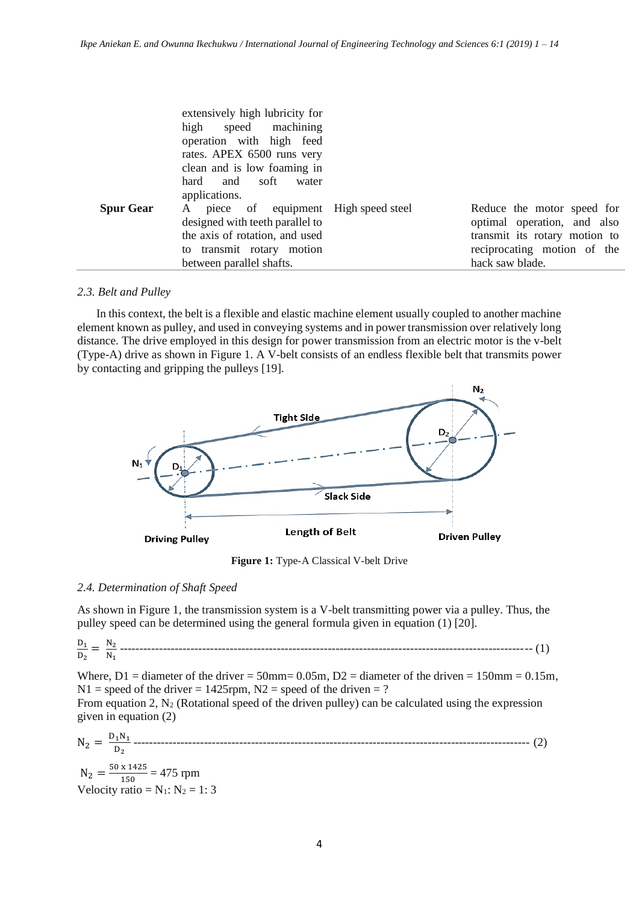| | | | |
|---|---|---|---|
| | extensively high lubricity for high speed machining operation with high feed rates. APEX 6500 runs very clean and is low foaming in hard and soft water applications. | | |
| **Spur Gear** | A piece of equipment designed with teeth parallel to the axis of rotation, and used to transmit rotary motion between parallel shafts. | High speed steel | Reduce the motor speed for optimal operation, and also transmit its rotary motion to reciprocating motion of the hack saw blade. |

### *2.3. Belt and Pulley*

In this context, the belt is a flexible and elastic machine element usually coupled to another machine element known as pulley, and used in conveying systems and in power transmission over relatively long distance. The drive employed in this design for power transmission from an electric motor is the v-belt (Type-A) drive as shown in Figure 1. A V-belt consists of an endless flexible belt that transmits power by contacting and gripping the pulleys [19].

**Figure 1:** Type-A Classical V-belt Drive

### *2.4. Determination of Shaft Speed*

As shown in Figure 1, the transmission system is a V-belt transmitting power via a pulley. Thus, the pulley speed can be determined using the general formula given in equation (1) [20].

$$\frac{D_1}{D_2} = \frac{N_2}{N_1} \quad (1)$$

Where, D1 = diameter of the driver = 50mm= 0.05m, D2 = diameter of the driven = 150mm = 0.15m, N1 = speed of the driver = 1425rpm, N2 = speed of the driven = ?

From equation 2, $N_2$ (Rotational speed of the driven pulley) can be calculated using the expression given in equation (2)

$$N_2 = \frac{D_1 N_1}{D_2} \quad (2)$$

$$N_2 = \frac{50 \text{ x } 1425}{150} = 475 \text{ rpm}$$

Velocity ratio = $N_1$: $N_2$ = 1: 3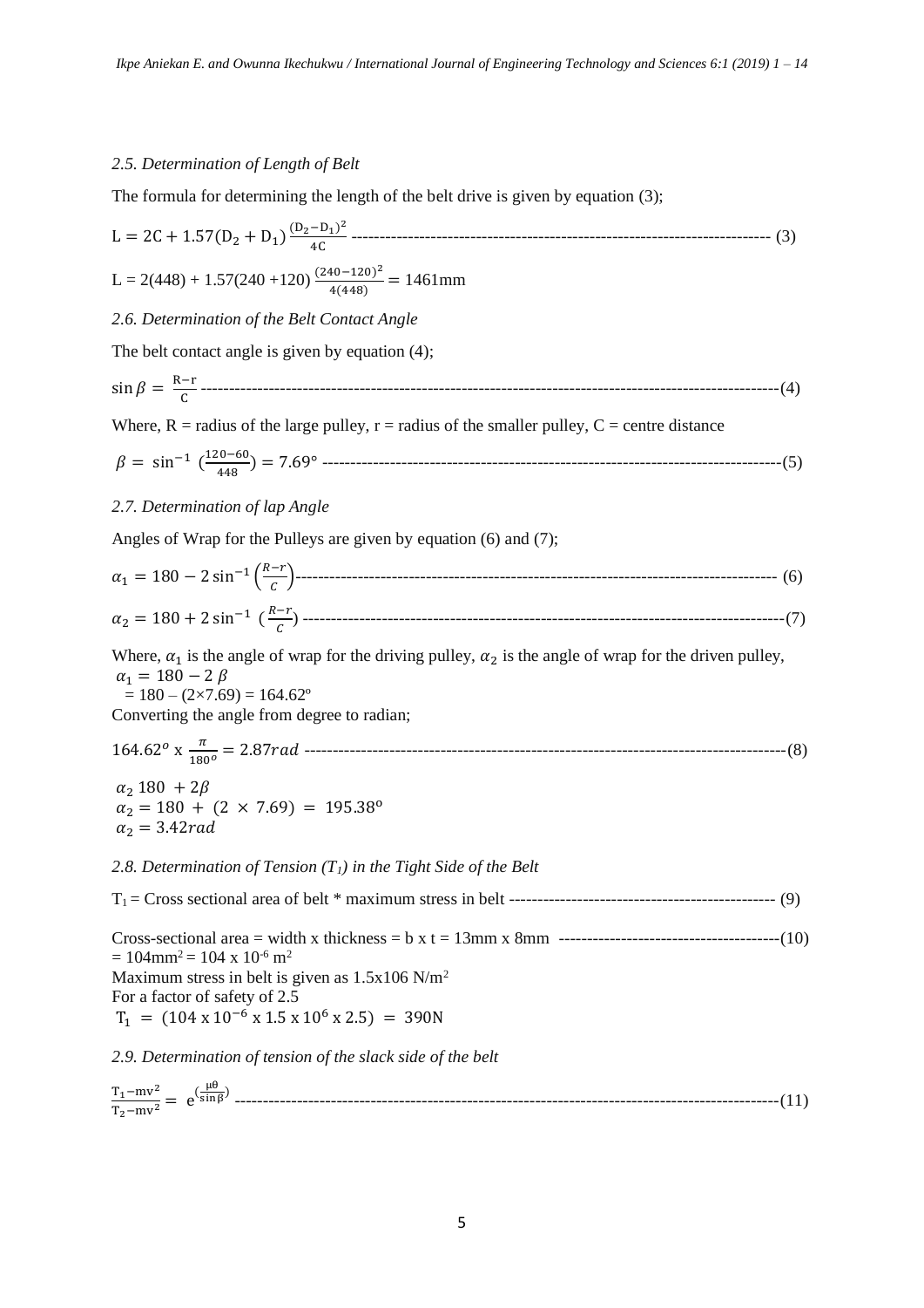*2.5. Determination of Length of Belt*

The formula for determining the length of the belt drive is given by equation (3);

$$L = 2C + 1.57(D_2 + D_1)\frac{(D_2 - D_1)^2}{4C} \quad (3)$$

$$L = 2(448) + 1.57(240 + 120)\frac{(240 - 120)^2}{4(448)} = 1461\text{mm}$$

*2.6. Determination of the Belt Contact Angle*

The belt contact angle is given by equation (4);

$$\sin\beta = \frac{R - r}{C} \quad (4)$$

Where, R = radius of the large pulley, r = radius of the smaller pulley, C = centre distance

$$\beta = \sin^{-1}\left(\frac{120 - 60}{448}\right) = 7.69° \quad (5)$$

*2.7. Determination of lap Angle*

Angles of Wrap for the Pulleys are given by equation (6) and (7);

$$\alpha_1 = 180 - 2\sin^{-1}\left(\frac{R - r}{C}\right) \quad (6)$$

$$\alpha_2 = 180 + 2\sin^{-1}\left(\frac{R - r}{C}\right) \quad (7)$$

Where, $\alpha_1$ is the angle of wrap for the driving pulley, $\alpha_2$ is the angle of wrap for the driven pulley,

$\alpha_1 = 180 - 2\beta$

$= 180 - (2\times7.69) = 164.62^o$

Converting the angle from degree to radian;

$$164.62^o \times \frac{\pi}{180^o} = 2.87rad \quad (8)$$

$\alpha_2\ 180 + 2\beta$

$\alpha_2 = 180 + (2 \times 7.69) = 195.38^o$

$\alpha_2 = 3.42rad$

*2.8. Determination of Tension ($T_1$) in the Tight Side of the Belt*

$T_1$ = Cross sectional area of belt * maximum stress in belt (9)

Cross-sectional area = width x thickness = b x t = 13mm x 8mm (10)

$= 104\text{mm}^2 = 104 \times 10^{-6}\ \text{m}^2$

Maximum stress in belt is given as 1.5x106 N/m$^2$

For a factor of safety of 2.5

$T_1 = (104 \times 10^{-6} \times 1.5 \times 10^6 \times 2.5) = 390\text{N}$

*2.9. Determination of tension of the slack side of the belt*

$$\frac{T_1 - mv^2}{T_2 - mv^2} = e^{\left(\frac{\mu\theta}{\sin\beta}\right)} \quad (11)$$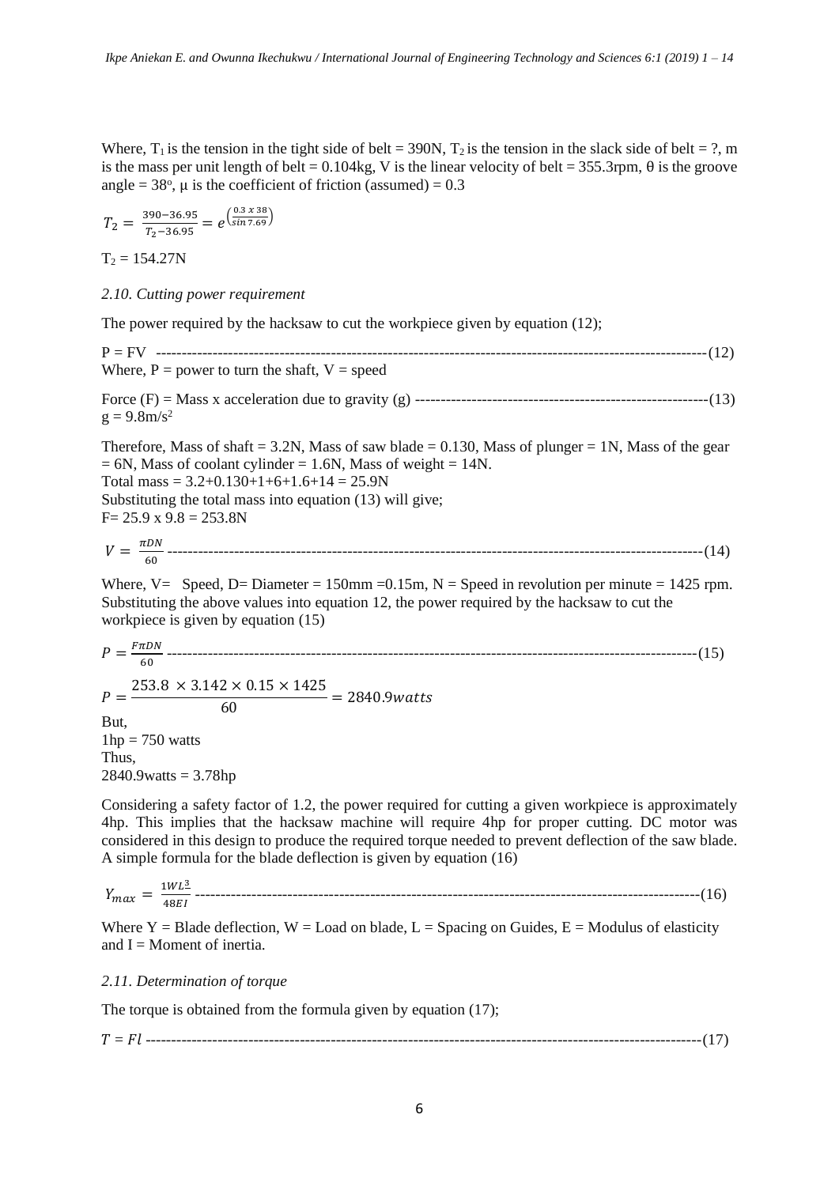Where, $T_1$ is the tension in the tight side of belt = 390N, $T_2$ is the tension in the slack side of belt = ?, m is the mass per unit length of belt = 0.104kg, V is the linear velocity of belt = 355.3rpm, θ is the groove angle = 38°, μ is the coefficient of friction (assumed) = 0.3

$$T_2 = \frac{390-36.95}{T_2-36.95} = e^{\left(\frac{0.3 \times 38}{\sin 7.69}\right)}$$

$T_2$ = 154.27N

*2.10. Cutting power requirement*

The power required by the hacksaw to cut the workpiece given by equation (12);

P = FV ---------------------------------------------------------------------------------------------------------(12)

Where, P = power to turn the shaft, V = speed

Force (F) = Mass x acceleration due to gravity (g) --------------------------------------------------------(13)

g = 9.8m/s$^2$

Therefore, Mass of shaft = 3.2N, Mass of saw blade = 0.130, Mass of plunger = 1N, Mass of the gear = 6N, Mass of coolant cylinder = 1.6N, Mass of weight = 14N.

Total mass = 3.2+0.130+1+6+1.6+14 = 25.9N

Substituting the total mass into equation (13) will give;

F= 25.9 x 9.8 = 253.8N

$$V = \frac{\pi DN}{60} \text{ ------------------------------------------------------------------------------------(14)}$$

Where, V= Speed, D= Diameter = 150mm =0.15m, N = Speed in revolution per minute = 1425 rpm. Substituting the above values into equation 12, the power required by the hacksaw to cut the workpiece is given by equation (15)

$$P = \frac{F\pi DN}{60} \text{ ------------------------------------------------------------------------------------(15)}$$

$$P = \frac{253.8 \times 3.142 \times 0.15 \times 1425}{60} = 2840.9 watts$$

But,

1hp = 750 watts

Thus,

2840.9watts = 3.78hp

Considering a safety factor of 1.2, the power required for cutting a given workpiece is approximately 4hp. This implies that the hacksaw machine will require 4hp for proper cutting. DC motor was considered in this design to produce the required torque needed to prevent deflection of the saw blade. A simple formula for the blade deflection is given by equation (16)

$$Y_{max} = \frac{1WL^3}{48EI} \text{ ------------------------------------------------------------------------------------(16)}$$

Where Y = Blade deflection, W = Load on blade, L = Spacing on Guides, E = Modulus of elasticity and I = Moment of inertia.

*2.11. Determination of torque*

The torque is obtained from the formula given by equation (17);

$$T = Fl \text{ ------------------------------------------------------------------------------------(17)}$$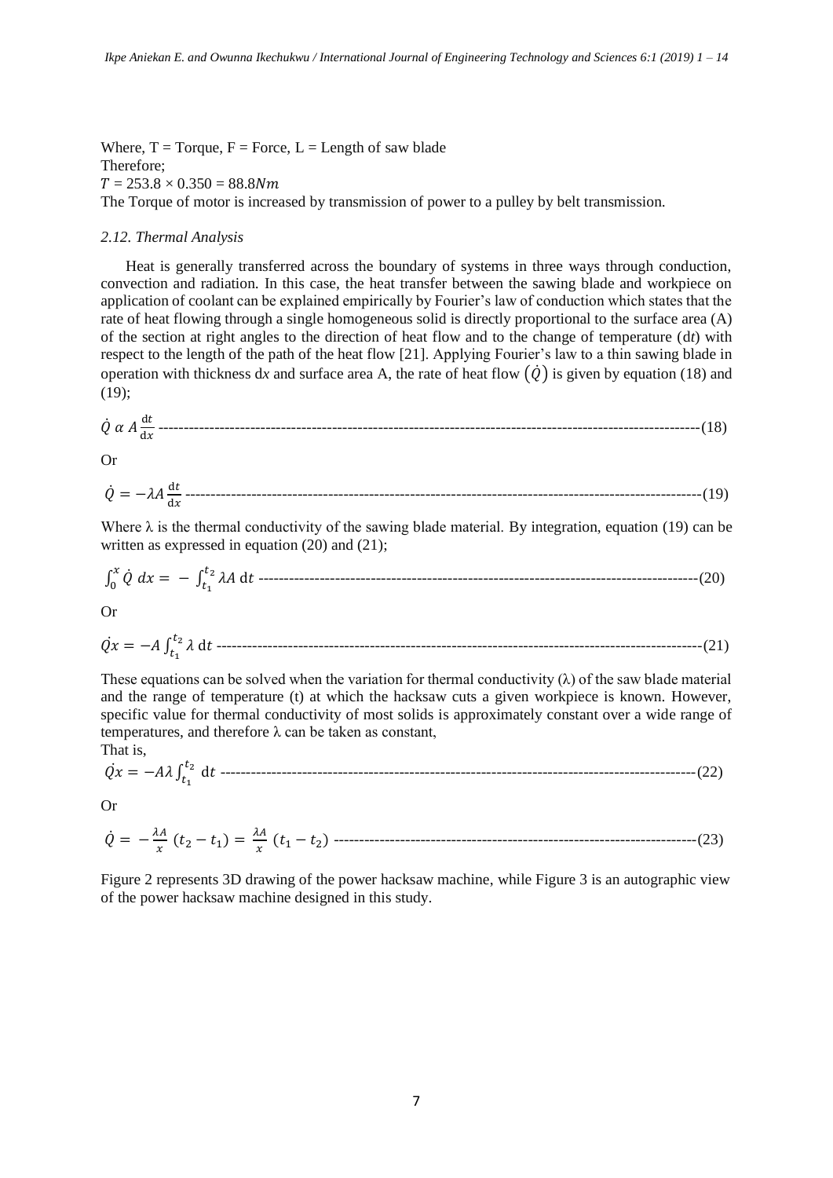Where, $T$ = Torque, $F$ = Force, $L$ = Length of saw blade
Therefore;
$T = 253.8 \times 0.350 = 88.8Nm$
The Torque of motor is increased by transmission of power to a pulley by belt transmission.

### *2.12. Thermal Analysis*

Heat is generally transferred across the boundary of systems in three ways through conduction, convection and radiation. In this case, the heat transfer between the sawing blade and workpiece on application of coolant can be explained empirically by Fourier's law of conduction which states that the rate of heat flowing through a single homogeneous solid is directly proportional to the surface area (A) of the section at right angles to the direction of heat flow and to the change of temperature (d*t*) with respect to the length of the path of the heat flow [21]. Applying Fourier's law to a thin sawing blade in operation with thickness d*x* and surface area A, the rate of heat flow $(\dot{Q})$ is given by equation (18) and (19);

$$\dot{Q} \; \alpha \; A \frac{\mathrm{d}t}{\mathrm{d}x} \qquad (18)$$

Or

$$\dot{Q} = -\lambda A \frac{\mathrm{d}t}{\mathrm{d}x} \qquad (19)$$

Where $\lambda$ is the thermal conductivity of the sawing blade material. By integration, equation (19) can be written as expressed in equation (20) and (21);

$$\int_0^x \dot{Q} \; dx = - \int_{t_1}^{t_2} \lambda A \; \mathrm{d}t \qquad (20)$$

Or

$$\dot{Q}x = -A \int_{t_1}^{t_2} \lambda \; \mathrm{d}t \qquad (21)$$

These equations can be solved when the variation for thermal conductivity ($\lambda$) of the saw blade material and the range of temperature (t) at which the hacksaw cuts a given workpiece is known. However, specific value for thermal conductivity of most solids is approximately constant over a wide range of temperatures, and therefore $\lambda$ can be taken as constant,

That is,

$$\dot{Q}x = -A\lambda \int_{t_1}^{t_2} \mathrm{d}t \qquad (22)$$

Or

$$\dot{Q} = -\frac{\lambda A}{x} (t_2 - t_1) = \frac{\lambda A}{x} (t_1 - t_2) \qquad (23)$$

Figure 2 represents 3D drawing of the power hacksaw machine, while Figure 3 is an autographic view of the power hacksaw machine designed in this study.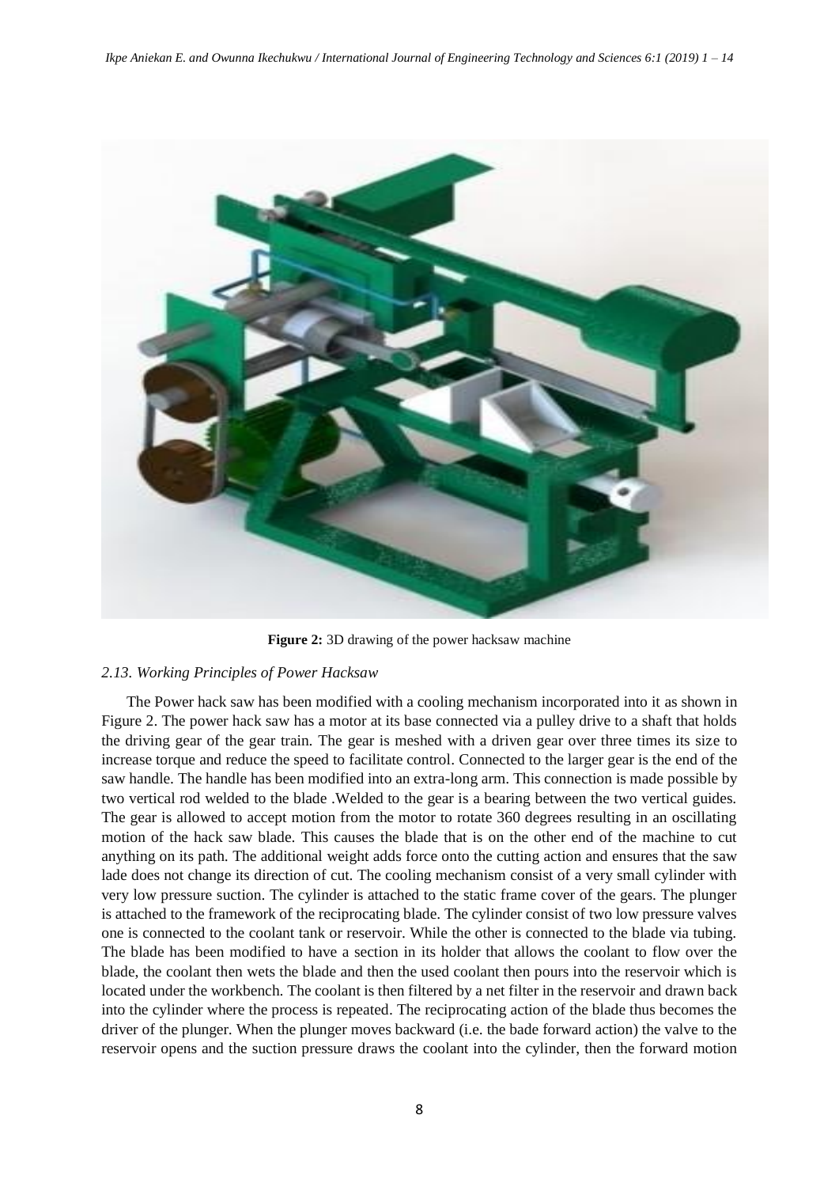**Figure 2:** 3D drawing of the power hacksaw machine

### *2.13. Working Principles of Power Hacksaw*

The Power hack saw has been modified with a cooling mechanism incorporated into it as shown in Figure 2. The power hack saw has a motor at its base connected via a pulley drive to a shaft that holds the driving gear of the gear train. The gear is meshed with a driven gear over three times its size to increase torque and reduce the speed to facilitate control. Connected to the larger gear is the end of the saw handle. The handle has been modified into an extra-long arm. This connection is made possible by two vertical rod welded to the blade .Welded to the gear is a bearing between the two vertical guides. The gear is allowed to accept motion from the motor to rotate 360 degrees resulting in an oscillating motion of the hack saw blade. This causes the blade that is on the other end of the machine to cut anything on its path. The additional weight adds force onto the cutting action and ensures that the saw lade does not change its direction of cut. The cooling mechanism consist of a very small cylinder with very low pressure suction. The cylinder is attached to the static frame cover of the gears. The plunger is attached to the framework of the reciprocating blade. The cylinder consist of two low pressure valves one is connected to the coolant tank or reservoir. While the other is connected to the blade via tubing. The blade has been modified to have a section in its holder that allows the coolant to flow over the blade, the coolant then wets the blade and then the used coolant then pours into the reservoir which is located under the workbench. The coolant is then filtered by a net filter in the reservoir and drawn back into the cylinder where the process is repeated. The reciprocating action of the blade thus becomes the driver of the plunger. When the plunger moves backward (i.e. the bade forward action) the valve to the reservoir opens and the suction pressure draws the coolant into the cylinder, then the forward motion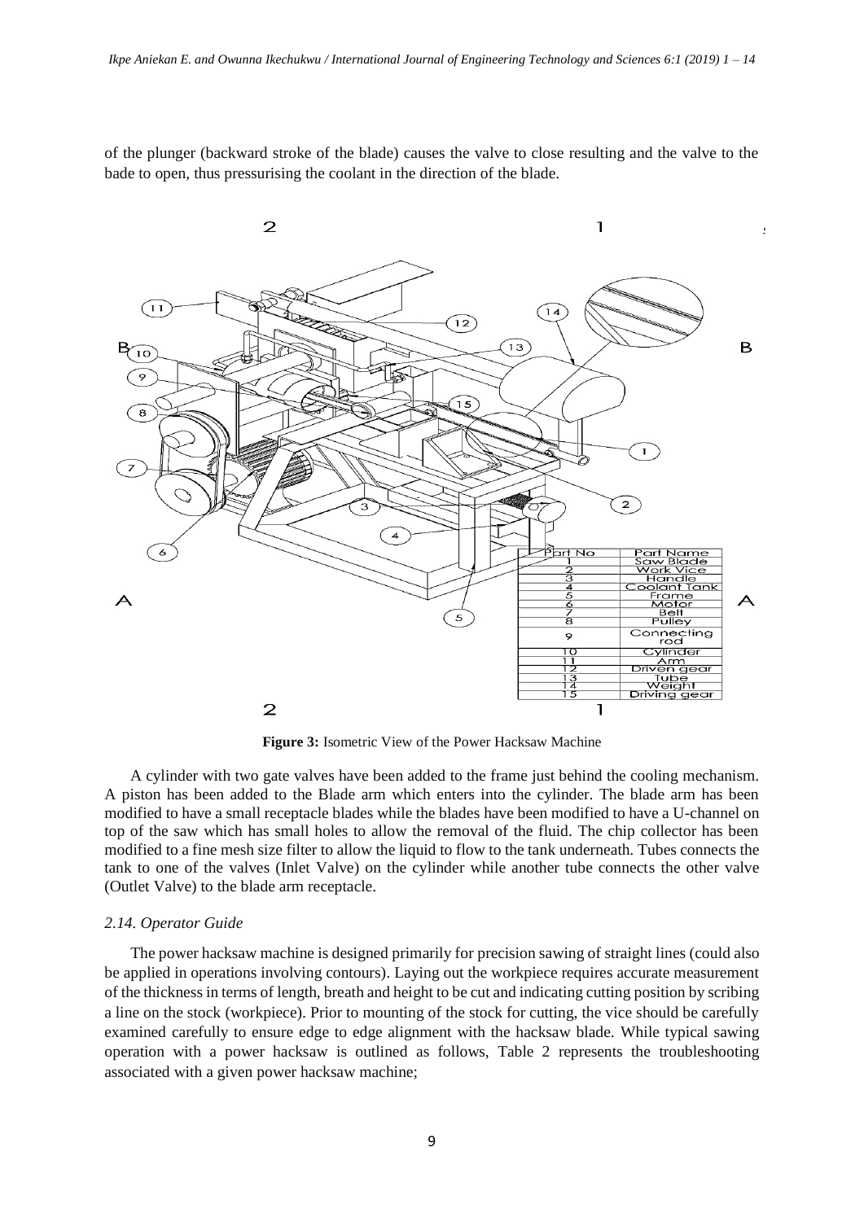of the plunger (backward stroke of the blade) causes the valve to close resulting and the valve to the bade to open, thus pressurising the coolant in the direction of the blade.

| Part No | Part Name |
|---|---|
| 1 | Saw Blade |
| 2 | Work Vice |
| 3 | Handle |
| 4 | Coolant Tank |
| 5 | Frame |
| 6 | Motor |
| 7 | Belt |
| 8 | Pulley |
| 9 | Connecting rod |
| 10 | Cylinder |
| 11 | Arm |
| 12 | Driven gear |
| 13 | Tube |
| 14 | Weight |
| 15 | Driving gear |

**Figure 3:** Isometric View of the Power Hacksaw Machine

A cylinder with two gate valves have been added to the frame just behind the cooling mechanism. A piston has been added to the Blade arm which enters into the cylinder. The blade arm has been modified to have a small receptacle blades while the blades have been modified to have a U-channel on top of the saw which has small holes to allow the removal of the fluid. The chip collector has been modified to a fine mesh size filter to allow the liquid to flow to the tank underneath. Tubes connects the tank to one of the valves (Inlet Valve) on the cylinder while another tube connects the other valve (Outlet Valve) to the blade arm receptacle.

### *2.14. Operator Guide*

The power hacksaw machine is designed primarily for precision sawing of straight lines (could also be applied in operations involving contours). Laying out the workpiece requires accurate measurement of the thickness in terms of length, breath and height to be cut and indicating cutting position by scribing a line on the stock (workpiece). Prior to mounting of the stock for cutting, the vice should be carefully examined carefully to ensure edge to edge alignment with the hacksaw blade. While typical sawing operation with a power hacksaw is outlined as follows, Table 2 represents the troubleshooting associated with a given power hacksaw machine;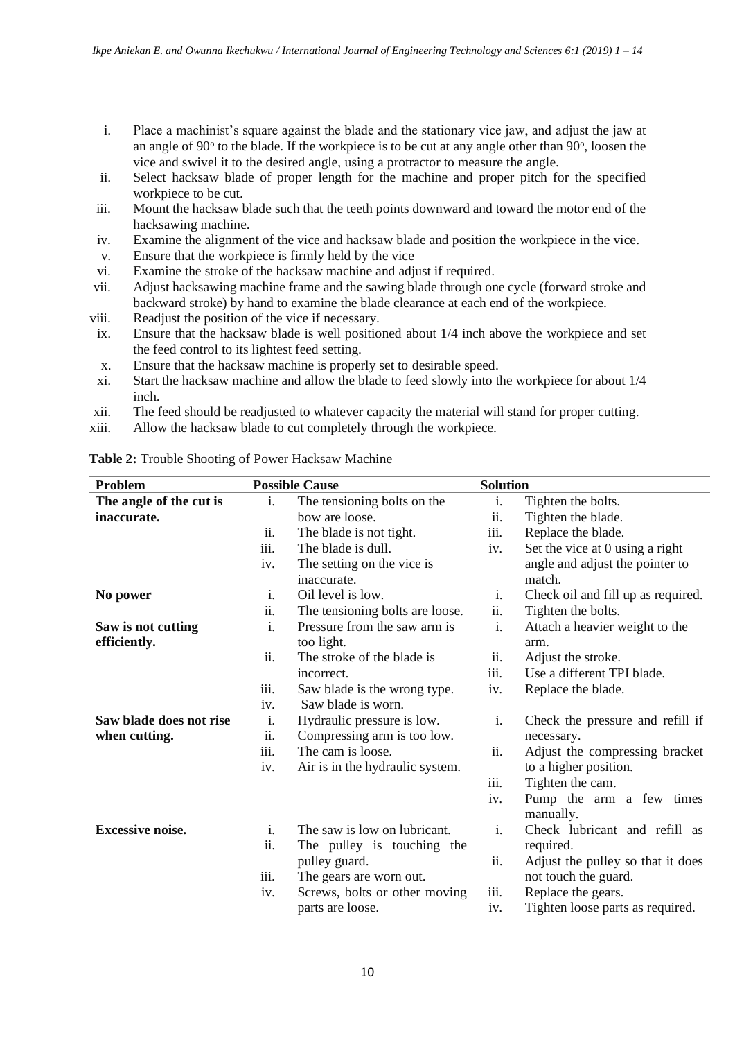i. Place a machinist's square against the blade and the stationary vice jaw, and adjust the jaw at an angle of $90^o$ to the blade. If the workpiece is to be cut at any angle other than $90^o$, loosen the vice and swivel it to the desired angle, using a protractor to measure the angle.
ii. Select hacksaw blade of proper length for the machine and proper pitch for the specified workpiece to be cut.
iii. Mount the hacksaw blade such that the teeth points downward and toward the motor end of the hacksawing machine.
iv. Examine the alignment of the vice and hacksaw blade and position the workpiece in the vice.
v. Ensure that the workpiece is firmly held by the vice
vi. Examine the stroke of the hacksaw machine and adjust if required.
vii. Adjust hacksawing machine frame and the sawing blade through one cycle (forward stroke and backward stroke) by hand to examine the blade clearance at each end of the workpiece.
viii. Readjust the position of the vice if necessary.
ix. Ensure that the hacksaw blade is well positioned about 1/4 inch above the workpiece and set the feed control to its lightest feed setting.
x. Ensure that the hacksaw machine is properly set to desirable speed.
xi. Start the hacksaw machine and allow the blade to feed slowly into the workpiece for about 1/4 inch.
xii. The feed should be readjusted to whatever capacity the material will stand for proper cutting.
xiii. Allow the hacksaw blade to cut completely through the workpiece.

**Table 2:** Trouble Shooting of Power Hacksaw Machine

| Problem | Possible Cause | Solution |
|---|---|---|
| **The angle of the cut is inaccurate.** | i. The tensioning bolts on the bow are loose.<br>ii. The blade is not tight.<br>iii. The blade is dull.<br>iv. The setting on the vice is inaccurate. | i. Tighten the bolts.<br>ii. Tighten the blade.<br>iii. Replace the blade.<br>iv. Set the vice at 0 using a right angle and adjust the pointer to match. |
| **No power** | i. Oil level is low.<br>ii. The tensioning bolts are loose. | i. Check oil and fill up as required.<br>ii. Tighten the bolts. |
| **Saw is not cutting efficiently.** | i. Pressure from the saw arm is too light.<br>ii. The stroke of the blade is incorrect.<br>iii. Saw blade is the wrong type.<br>iv. Saw blade is worn. | i. Attach a heavier weight to the arm.<br>ii. Adjust the stroke.<br>iii. Use a different TPI blade.<br>iv. Replace the blade. |
| **Saw blade does not rise when cutting.** | i. Hydraulic pressure is low.<br>ii. Compressing arm is too low.<br>iii. The cam is loose.<br>iv. Air is in the hydraulic system. | i. Check the pressure and refill if necessary.<br>ii. Adjust the compressing bracket to a higher position.<br>iii. Tighten the cam.<br>iv. Pump the arm a few times manually. |
| **Excessive noise.** | i. The saw is low on lubricant.<br>ii. The pulley is touching the pulley guard.<br>iii. The gears are worn out.<br>iv. Screws, bolts or other moving parts are loose. | i. Check lubricant and refill as required.<br>ii. Adjust the pulley so that it does not touch the guard.<br>iii. Replace the gears.<br>iv. Tighten loose parts as required. |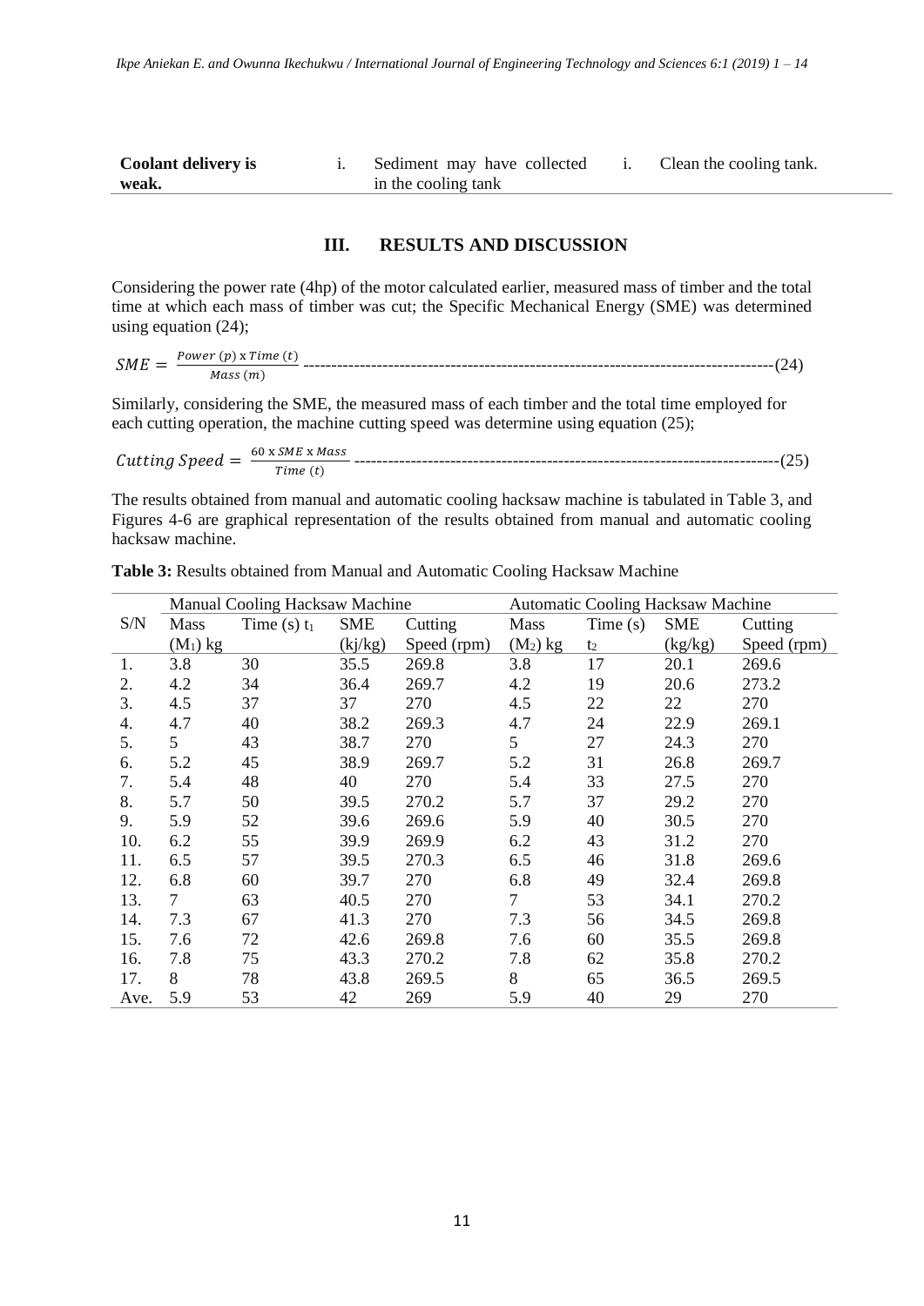| Coolant delivery is weak. | i. Sediment may have collected in the cooling tank | i. Clean the cooling tank. |
|---|---|---|

## III. RESULTS AND DISCUSSION

Considering the power rate (4hp) of the motor calculated earlier, measured mass of timber and the total time at which each mass of timber was cut; the Specific Mechanical Energy (SME) was determined using equation (24);

$$SME = \frac{Power\ (p) \times Time\ (t)}{Mass\ (m)} \qquad (24)$$

Similarly, considering the SME, the measured mass of each timber and the total time employed for each cutting operation, the machine cutting speed was determine using equation (25);

$$Cutting\ Speed = \frac{60 \times SME \times Mass}{Time\ (t)} \qquad (25)$$

The results obtained from manual and automatic cooling hacksaw machine is tabulated in Table 3, and Figures 4-6 are graphical representation of the results obtained from manual and automatic cooling hacksaw machine.

**Table 3:** Results obtained from Manual and Automatic Cooling Hacksaw Machine

| | Manual Cooling Hacksaw Machine | | | | Automatic Cooling Hacksaw Machine | | | |
|---|---|---|---|---|---|---|---|---|
| S/N | Mass ($M_1$) kg | Time (s) $t_1$ | SME (kj/kg) | Cutting Speed (rpm) | Mass ($M_2$) kg | Time (s) $t_2$ | SME (kg/kg) | Cutting Speed (rpm) |
| 1. | 3.8 | 30 | 35.5 | 269.8 | 3.8 | 17 | 20.1 | 269.6 |
| 2. | 4.2 | 34 | 36.4 | 269.7 | 4.2 | 19 | 20.6 | 273.2 |
| 3. | 4.5 | 37 | 37 | 270 | 4.5 | 22 | 22 | 270 |
| 4. | 4.7 | 40 | 38.2 | 269.3 | 4.7 | 24 | 22.9 | 269.1 |
| 5. | 5 | 43 | 38.7 | 270 | 5 | 27 | 24.3 | 270 |
| 6. | 5.2 | 45 | 38.9 | 269.7 | 5.2 | 31 | 26.8 | 269.7 |
| 7. | 5.4 | 48 | 40 | 270 | 5.4 | 33 | 27.5 | 270 |
| 8. | 5.7 | 50 | 39.5 | 270.2 | 5.7 | 37 | 29.2 | 270 |
| 9. | 5.9 | 52 | 39.6 | 269.6 | 5.9 | 40 | 30.5 | 270 |
| 10. | 6.2 | 55 | 39.9 | 269.9 | 6.2 | 43 | 31.2 | 270 |
| 11. | 6.5 | 57 | 39.5 | 270.3 | 6.5 | 46 | 31.8 | 269.6 |
| 12. | 6.8 | 60 | 39.7 | 270 | 6.8 | 49 | 32.4 | 269.8 |
| 13. | 7 | 63 | 40.5 | 270 | 7 | 53 | 34.1 | 270.2 |
| 14. | 7.3 | 67 | 41.3 | 270 | 7.3 | 56 | 34.5 | 269.8 |
| 15. | 7.6 | 72 | 42.6 | 269.8 | 7.6 | 60 | 35.5 | 269.8 |
| 16. | 7.8 | 75 | 43.3 | 270.2 | 7.8 | 62 | 35.8 | 270.2 |
| 17. | 8 | 78 | 43.8 | 269.5 | 8 | 65 | 36.5 | 269.5 |
| Ave. | 5.9 | 53 | 42 | 269 | 5.9 | 40 | 29 | 270 |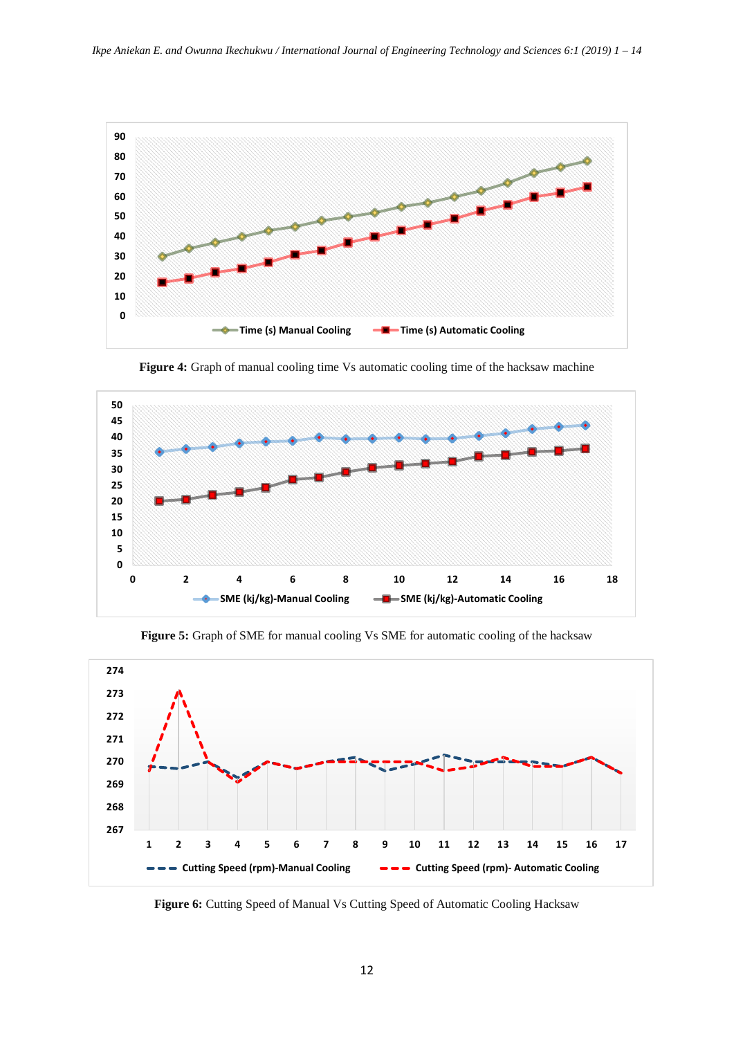**Figure 4:** Graph of manual cooling time Vs automatic cooling time of the hacksaw machine

**Figure 5:** Graph of SME for manual cooling Vs SME for automatic cooling of the hacksaw

**Figure 6:** Cutting Speed of Manual Vs Cutting Speed of Automatic Cooling Hacksaw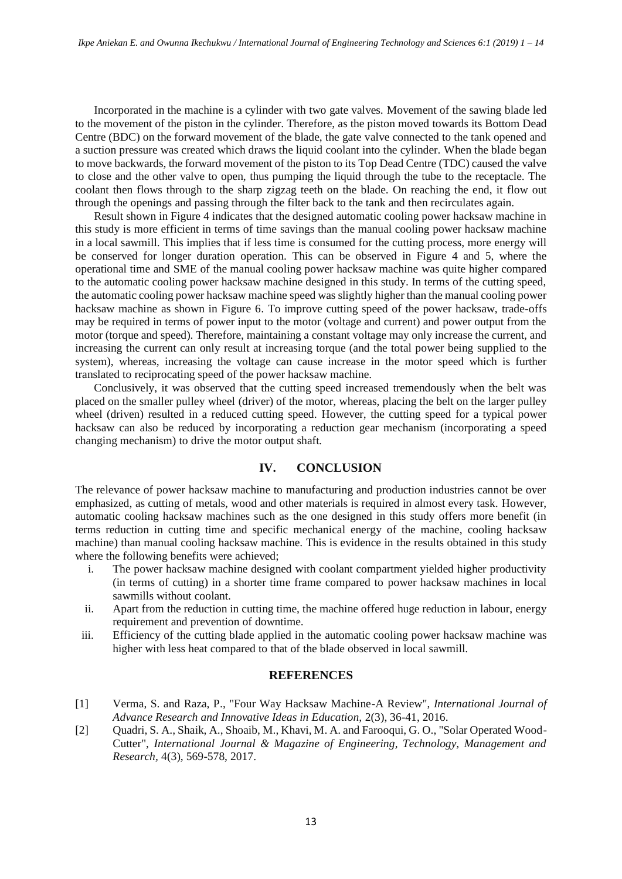Incorporated in the machine is a cylinder with two gate valves. Movement of the sawing blade led to the movement of the piston in the cylinder. Therefore, as the piston moved towards its Bottom Dead Centre (BDC) on the forward movement of the blade, the gate valve connected to the tank opened and a suction pressure was created which draws the liquid coolant into the cylinder. When the blade began to move backwards, the forward movement of the piston to its Top Dead Centre (TDC) caused the valve to close and the other valve to open, thus pumping the liquid through the tube to the receptacle. The coolant then flows through to the sharp zigzag teeth on the blade. On reaching the end, it flow out through the openings and passing through the filter back to the tank and then recirculates again.

Result shown in Figure 4 indicates that the designed automatic cooling power hacksaw machine in this study is more efficient in terms of time savings than the manual cooling power hacksaw machine in a local sawmill. This implies that if less time is consumed for the cutting process, more energy will be conserved for longer duration operation. This can be observed in Figure 4 and 5, where the operational time and SME of the manual cooling power hacksaw machine was quite higher compared to the automatic cooling power hacksaw machine designed in this study. In terms of the cutting speed, the automatic cooling power hacksaw machine speed was slightly higher than the manual cooling power hacksaw machine as shown in Figure 6. To improve cutting speed of the power hacksaw, trade-offs may be required in terms of power input to the motor (voltage and current) and power output from the motor (torque and speed). Therefore, maintaining a constant voltage may only increase the current, and increasing the current can only result at increasing torque (and the total power being supplied to the system), whereas, increasing the voltage can cause increase in the motor speed which is further translated to reciprocating speed of the power hacksaw machine.

Conclusively, it was observed that the cutting speed increased tremendously when the belt was placed on the smaller pulley wheel (driver) of the motor, whereas, placing the belt on the larger pulley wheel (driven) resulted in a reduced cutting speed. However, the cutting speed for a typical power hacksaw can also be reduced by incorporating a reduction gear mechanism (incorporating a speed changing mechanism) to drive the motor output shaft.

## IV. CONCLUSION

The relevance of power hacksaw machine to manufacturing and production industries cannot be over emphasized, as cutting of metals, wood and other materials is required in almost every task. However, automatic cooling hacksaw machines such as the one designed in this study offers more benefit (in terms reduction in cutting time and specific mechanical energy of the machine, cooling hacksaw machine) than manual cooling hacksaw machine. This is evidence in the results obtained in this study where the following benefits were achieved;

i. The power hacksaw machine designed with coolant compartment yielded higher productivity (in terms of cutting) in a shorter time frame compared to power hacksaw machines in local sawmills without coolant.
ii. Apart from the reduction in cutting time, the machine offered huge reduction in labour, energy requirement and prevention of downtime.
iii. Efficiency of the cutting blade applied in the automatic cooling power hacksaw machine was higher with less heat compared to that of the blade observed in local sawmill.

## REFERENCES

[1] Verma, S. and Raza, P., "Four Way Hacksaw Machine-A Review", *International Journal of Advance Research and Innovative Ideas in Education*, 2(3), 36-41, 2016.

[2] Quadri, S. A., Shaik, A., Shoaib, M., Khavi, M. A. and Farooqui, G. O., "Solar Operated Wood-Cutter", *International Journal & Magazine of Engineering, Technology, Management and Research*, 4(3), 569-578, 2017.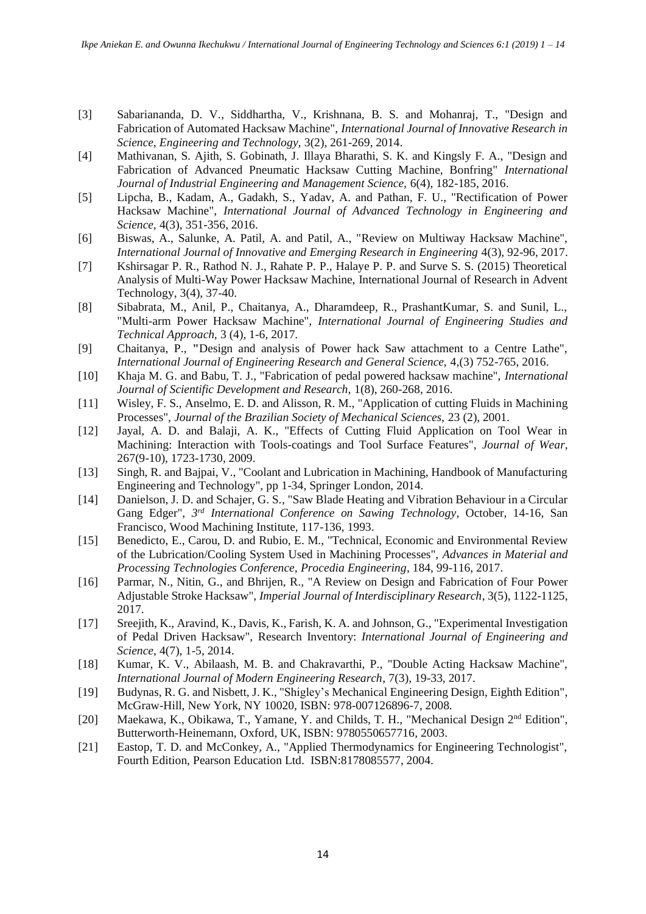[3] Sabariananda, D. V., Siddhartha, V., Krishnana, B. S. and Mohanraj, T., "Design and Fabrication of Automated Hacksaw Machine", *International Journal of Innovative Research in Science, Engineering and Technology*, 3(2), 261-269, 2014.

[4] Mathivanan, S. Ajith, S. Gobinath, J. Illaya Bharathi, S. K. and Kingsly F. A., "Design and Fabrication of Advanced Pneumatic Hacksaw Cutting Machine, Bonfring" *International Journal of Industrial Engineering and Management Science*, 6(4), 182-185, 2016.

[5] Lipcha, B., Kadam, A., Gadakh, S., Yadav, A. and Pathan, F. U., "Rectification of Power Hacksaw Machine", *International Journal of Advanced Technology in Engineering and Science*, 4(3), 351-356, 2016.

[6] Biswas, A., Salunke, A. Patil, A. and Patil, A., "Review on Multiway Hacksaw Machine", *International Journal of Innovative and Emerging Research in Engineering* 4(3), 92-96, 2017.

[7] Kshirsagar P. R., Rathod N. J., Rahate P. P., Halaye P. P. and Surve S. S. (2015) Theoretical Analysis of Multi-Way Power Hacksaw Machine, International Journal of Research in Advent Technology, 3(4), 37-40.

[8] Sibabrata, M., Anil, P., Chaitanya, A., Dharamdeep, R., PrashantKumar, S. and Sunil, L., "Multi-arm Power Hacksaw Machine", *International Journal of Engineering Studies and Technical Approach*, 3 (4), 1-6, 2017.

[9] Chaitanya, P., "Design and analysis of Power hack Saw attachment to a Centre Lathe", *International Journal of Engineering Research and General Science*, 4,(3) 752-765, 2016.

[10] Khaja M. G. and Babu, T. J., "Fabrication of pedal powered hacksaw machine", *International Journal of Scientific Development and Research*, 1(8), 260-268, 2016.

[11] Wisley, F. S., Anselmo, E. D. and Alisson, R. M., "Application of cutting Fluids in Machining Processes", *Journal of the Brazilian Society of Mechanical Sciences*, 23 (2), 2001.

[12] Jayal, A. D. and Balaji, A. K., "Effects of Cutting Fluid Application on Tool Wear in Machining: Interaction with Tools-coatings and Tool Surface Features", *Journal of Wear*, 267(9-10), 1723-1730, 2009.

[13] Singh, R. and Bajpai, V., "Coolant and Lubrication in Machining, Handbook of Manufacturing Engineering and Technology", pp 1-34, Springer London, 2014.

[14] Danielson, J. D. and Schajer, G. S., "Saw Blade Heating and Vibration Behaviour in a Circular Gang Edger", *3rd International Conference on Sawing Technology*, October, 14-16, San Francisco, Wood Machining Institute, 117-136, 1993.

[15] Benedicto, E., Carou, D. and Rubio, E. M., "Technical, Economic and Environmental Review of the Lubrication/Cooling System Used in Machining Processes", *Advances in Material and Processing Technologies Conference, Procedia Engineering*, 184, 99-116, 2017.

[16] Parmar, N., Nitin, G., and Bhrijen, R., "A Review on Design and Fabrication of Four Power Adjustable Stroke Hacksaw", *Imperial Journal of Interdisciplinary Research*, 3(5), 1122-1125, 2017.

[17] Sreejith, K., Aravind, K., Davis, K., Farish, K. A. and Johnson, G., "Experimental Investigation of Pedal Driven Hacksaw", Research Inventory: *International Journal of Engineering and Science*, 4(7), 1-5, 2014.

[18] Kumar, K. V., Abilaash, M. B. and Chakravarthi, P., "Double Acting Hacksaw Machine", *International Journal of Modern Engineering Research*, 7(3), 19-33, 2017.

[19] Budynas, R. G. and Nisbett, J. K., "Shigley's Mechanical Engineering Design, Eighth Edition", McGraw-Hill, New York, NY 10020, ISBN: 978-007126896-7, 2008.

[20] Maekawa, K., Obikawa, T., Yamane, Y. and Childs, T. H., "Mechanical Design 2nd Edition", Butterworth-Heinemann, Oxford, UK, ISBN: 9780550657716, 2003.

[21] Eastop, T. D. and McConkey, A., "Applied Thermodynamics for Engineering Technologist", Fourth Edition, Pearson Education Ltd. ISBN:8178085577, 2004.